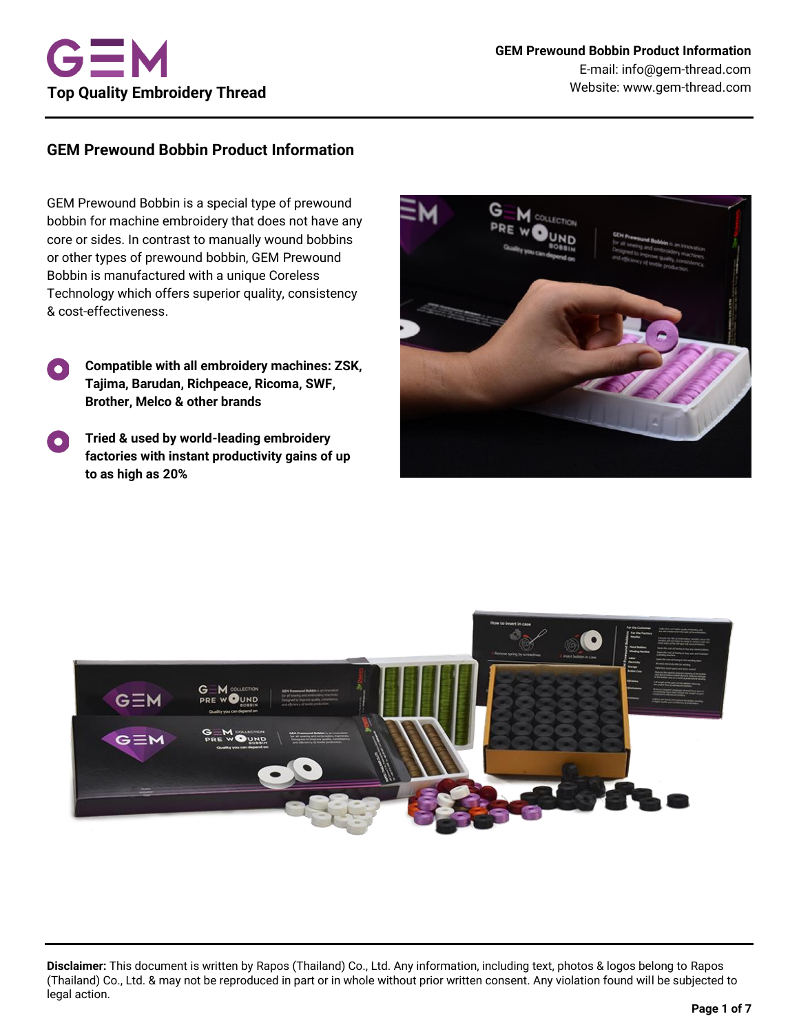# GEM Prewound Bobbin Product Information

GEM Prewound Bobbin is a special type of prewound bobbin for machine embroidery that does not have any core or sides. In contrast to manually wound bobbins or other types of prewound bobbin, GEM Prewound Bobbin is manufactured with a unique Coreless Technology which offers superior quality, consistency & cost-effectiveness.

- **Compatible with all embroidery machines: ZSK, Tajima, Barudan, Richpeace, Ricoma, SWF, Brother, Melco & other brands**
- **Tried & used by world-leading embroidery factories with instant productivity gains of up to as high as 20%**

**Disclaimer:** This document is written by Rapos (Thailand) Co., Ltd. Any information, including text, photos & logos belong to Rapos (Thailand) Co., Ltd. & may not be reproduced in part or in whole without prior written consent. Any violation found will be subjected to legal action.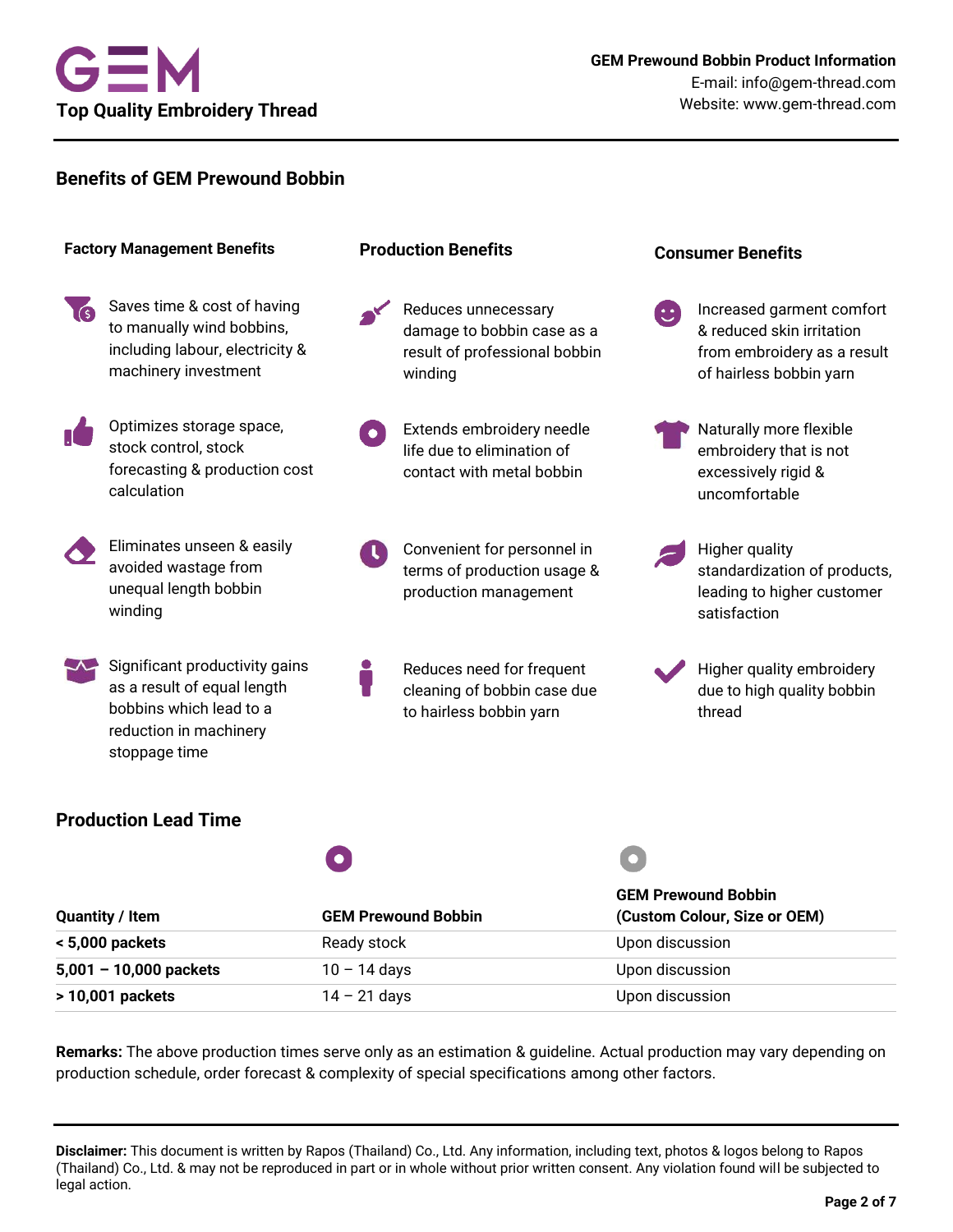## Benefits of GEM Prewound Bobbin

### Factory Management Benefits

- Saves time & cost of having to manually wind bobbins, including labour, electricity & machinery investment
- Optimizes storage space, stock control, stock forecasting & production cost calculation
- Eliminates unseen & easily avoided wastage from unequal length bobbin winding
- Significant productivity gains as a result of equal length bobbins which lead to a reduction in machinery stoppage time

### Production Benefits

- Reduces unnecessary damage to bobbin case as a result of professional bobbin winding
- Extends embroidery needle life due to elimination of contact with metal bobbin
- Convenient for personnel in terms of production usage & production management
- Reduces need for frequent cleaning of bobbin case due to hairless bobbin yarn

### Consumer Benefits

- Increased garment comfort & reduced skin irritation from embroidery as a result of hairless bobbin yarn
- Naturally more flexible embroidery that is not excessively rigid & uncomfortable
- Higher quality standardization of products, leading to higher customer satisfaction
- Higher quality embroidery due to high quality bobbin thread

## Production Lead Time

| Quantity / Item | GEM Prewound Bobbin | GEM Prewound Bobbin (Custom Colour, Size or OEM) |
|---|---|---|
| **< 5,000 packets** | Ready stock | Upon discussion |
| **5,001 – 10,000 packets** | 10 – 14 days | Upon discussion |
| **> 10,001 packets** | 14 – 21 days | Upon discussion |

**Remarks:** The above production times serve only as an estimation & guideline. Actual production may vary depending on production schedule, order forecast & complexity of special specifications among other factors.

---

**Disclaimer:** This document is written by Rapos (Thailand) Co., Ltd. Any information, including text, photos & logos belong to Rapos (Thailand) Co., Ltd. & may not be reproduced in part or in whole without prior written consent. Any violation found will be subjected to legal action.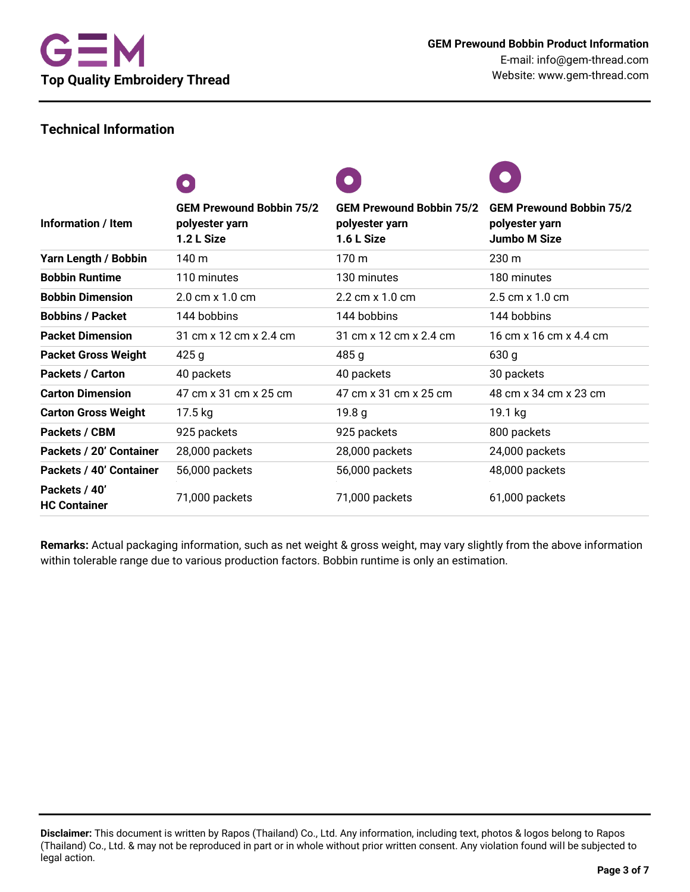GEM

Top Quality Embroidery Thread

**GEM Prewound Bobbin Product Information**
E-mail: info@gem-thread.com
Website: www.gem-thread.com

## Technical Information

| Information / Item | GEM Prewound Bobbin 75/2 polyester yarn 1.2 L Size | GEM Prewound Bobbin 75/2 polyester yarn 1.6 L Size | GEM Prewound Bobbin 75/2 polyester yarn Jumbo M Size |
|---|---|---|---|
| **Yarn Length / Bobbin** | 140 m | 170 m | 230 m |
| **Bobbin Runtime** | 110 minutes | 130 minutes | 180 minutes |
| **Bobbin Dimension** | 2.0 cm x 1.0 cm | 2.2 cm x 1.0 cm | 2.5 cm x 1.0 cm |
| **Bobbins / Packet** | 144 bobbins | 144 bobbins | 144 bobbins |
| **Packet Dimension** | 31 cm x 12 cm x 2.4 cm | 31 cm x 12 cm x 2.4 cm | 16 cm x 16 cm x 4.4 cm |
| **Packet Gross Weight** | 425 g | 485 g | 630 g |
| **Packets / Carton** | 40 packets | 40 packets | 30 packets |
| **Carton Dimension** | 47 cm x 31 cm x 25 cm | 47 cm x 31 cm x 25 cm | 48 cm x 34 cm x 23 cm |
| **Carton Gross Weight** | 17.5 kg | 19.8 g | 19.1 kg |
| **Packets / CBM** | 925 packets | 925 packets | 800 packets |
| **Packets / 20' Container** | 28,000 packets | 28,000 packets | 24,000 packets |
| **Packets / 40' Container** | 56,000 packets | 56,000 packets | 48,000 packets |
| **Packets / 40' HC Container** | 71,000 packets | 71,000 packets | 61,000 packets |

**Remarks:** Actual packaging information, such as net weight & gross weight, may vary slightly from the above information within tolerable range due to various production factors. Bobbin runtime is only an estimation.

**Disclaimer:** This document is written by Rapos (Thailand) Co., Ltd. Any information, including text, photos & logos belong to Rapos (Thailand) Co., Ltd. & may not be reproduced in part or in whole without prior written consent. Any violation found will be subjected to legal action.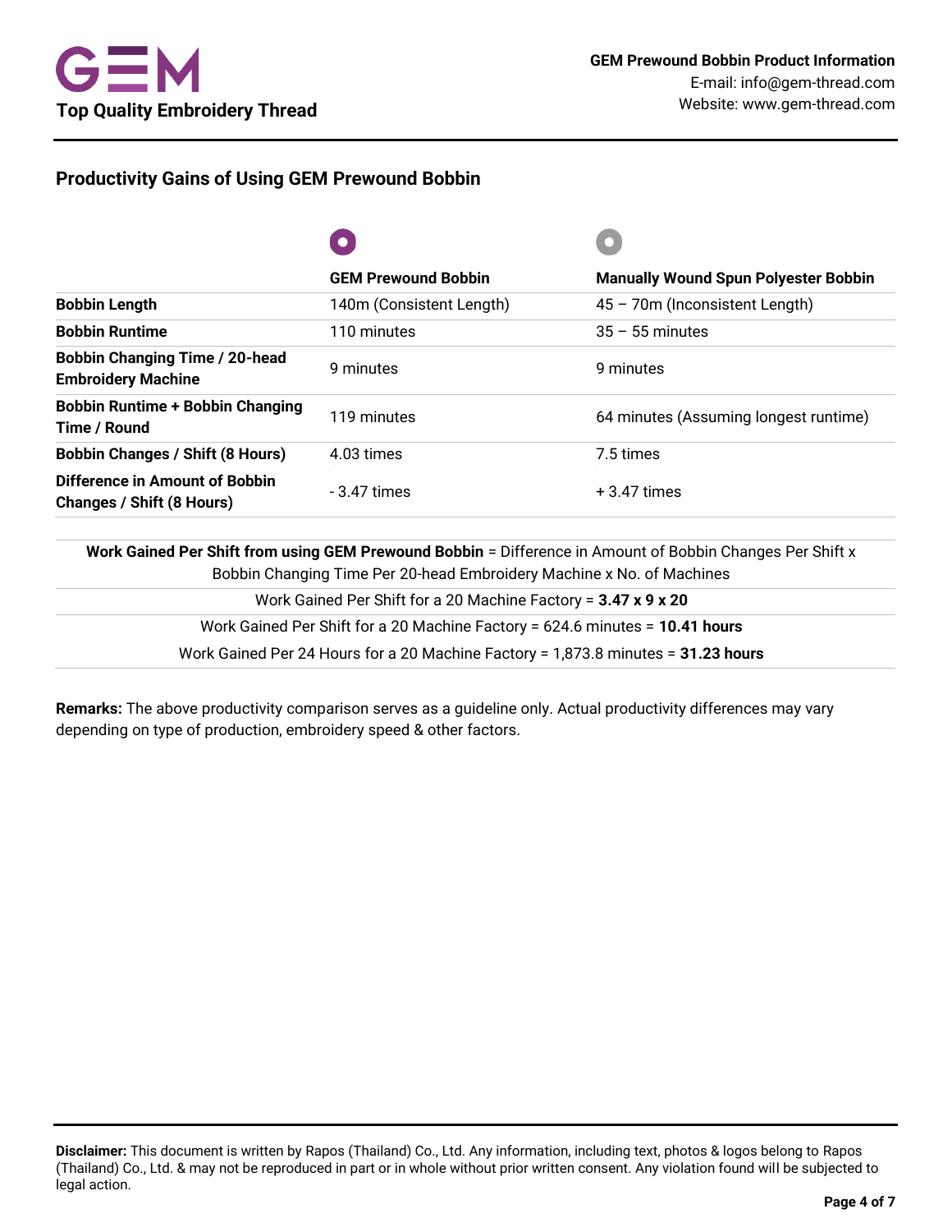## Productivity Gains of Using GEM Prewound Bobbin

| | GEM Prewound Bobbin | Manually Wound Spun Polyester Bobbin |
|---|---|---|
| **Bobbin Length** | 140m (Consistent Length) | 45 – 70m (Inconsistent Length) |
| **Bobbin Runtime** | 110 minutes | 35 – 55 minutes |
| **Bobbin Changing Time / 20-head Embroidery Machine** | 9 minutes | 9 minutes |
| **Bobbin Runtime + Bobbin Changing Time / Round** | 119 minutes | 64 minutes (Assuming longest runtime) |
| **Bobbin Changes / Shift (8 Hours)** | 4.03 times | 7.5 times |
| **Difference in Amount of Bobbin Changes / Shift (8 Hours)** | - 3.47 times | + 3.47 times |

**Work Gained Per Shift from using GEM Prewound Bobbin** = Difference in Amount of Bobbin Changes Per Shift x Bobbin Changing Time Per 20-head Embroidery Machine x No. of Machines

Work Gained Per Shift for a 20 Machine Factory = **3.47 x 9 x 20**

Work Gained Per Shift for a 20 Machine Factory = 624.6 minutes = **10.41 hours**

Work Gained Per 24 Hours for a 20 Machine Factory = 1,873.8 minutes = **31.23 hours**

**Remarks:** The above productivity comparison serves as a guideline only. Actual productivity differences may vary depending on type of production, embroidery speed & other factors.

**Disclaimer:** This document is written by Rapos (Thailand) Co., Ltd. Any information, including text, photos & logos belong to Rapos (Thailand) Co., Ltd. & may not be reproduced in part or in whole without prior written consent. Any violation found will be subjected to legal action.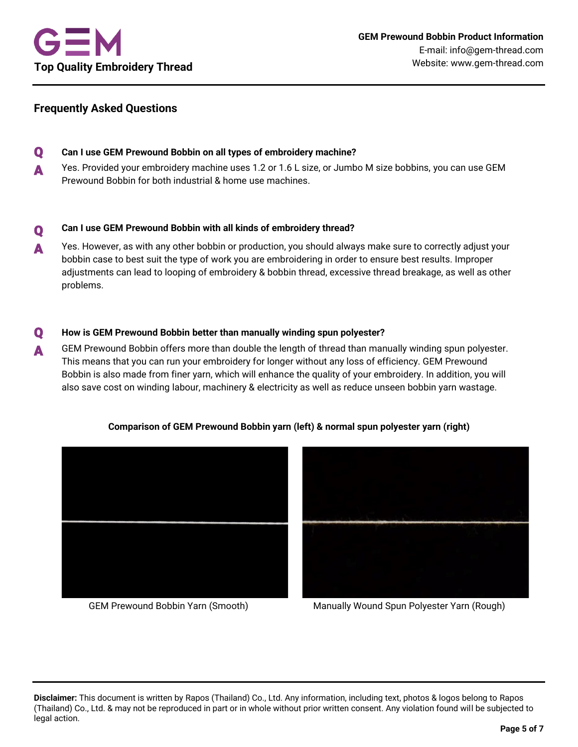## Frequently Asked Questions

**Q** **Can I use GEM Prewound Bobbin on all types of embroidery machine?**

**A** Yes. Provided your embroidery machine uses 1.2 or 1.6 L size, or Jumbo M size bobbins, you can use GEM Prewound Bobbin for both industrial & home use machines.

**Q** **Can I use GEM Prewound Bobbin with all kinds of embroidery thread?**

**A** Yes. However, as with any other bobbin or production, you should always make sure to correctly adjust your bobbin case to best suit the type of work you are embroidering in order to ensure best results. Improper adjustments can lead to looping of embroidery & bobbin thread, excessive thread breakage, as well as other problems.

**Q** **How is GEM Prewound Bobbin better than manually winding spun polyester?**

**A** GEM Prewound Bobbin offers more than double the length of thread than manually winding spun polyester. This means that you can run your embroidery for longer without any loss of efficiency. GEM Prewound Bobbin is also made from finer yarn, which will enhance the quality of your embroidery. In addition, you will also save cost on winding labour, machinery & electricity as well as reduce unseen bobbin yarn wastage.

**Comparison of GEM Prewound Bobbin yarn (left) & normal spun polyester yarn (right)**

GEM Prewound Bobbin Yarn (Smooth)

Manually Wound Spun Polyester Yarn (Rough)

**Disclaimer:** This document is written by Rapos (Thailand) Co., Ltd. Any information, including text, photos & logos belong to Rapos (Thailand) Co., Ltd. & may not be reproduced in part or in whole without prior written consent. Any violation found will be subjected to legal action.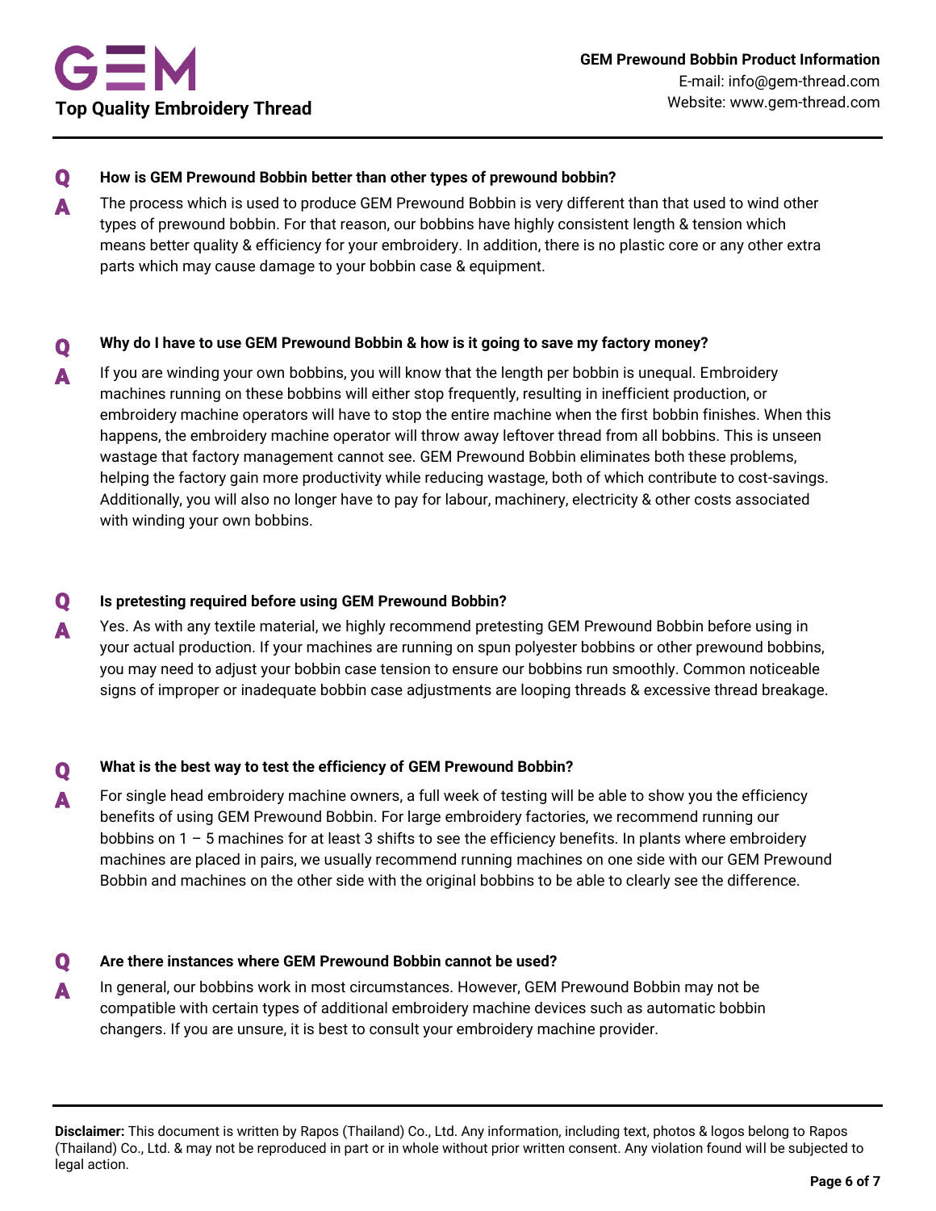**Q** **How is GEM Prewound Bobbin better than other types of prewound bobbin?**

**A** The process which is used to produce GEM Prewound Bobbin is very different than that used to wind other types of prewound bobbin. For that reason, our bobbins have highly consistent length & tension which means better quality & efficiency for your embroidery. In addition, there is no plastic core or any other extra parts which may cause damage to your bobbin case & equipment.

**Q** **Why do I have to use GEM Prewound Bobbin & how is it going to save my factory money?**

**A** If you are winding your own bobbins, you will know that the length per bobbin is unequal. Embroidery machines running on these bobbins will either stop frequently, resulting in inefficient production, or embroidery machine operators will have to stop the entire machine when the first bobbin finishes. When this happens, the embroidery machine operator will throw away leftover thread from all bobbins. This is unseen wastage that factory management cannot see. GEM Prewound Bobbin eliminates both these problems, helping the factory gain more productivity while reducing wastage, both of which contribute to cost-savings. Additionally, you will also no longer have to pay for labour, machinery, electricity & other costs associated with winding your own bobbins.

**Q** **Is pretesting required before using GEM Prewound Bobbin?**

**A** Yes. As with any textile material, we highly recommend pretesting GEM Prewound Bobbin before using in your actual production. If your machines are running on spun polyester bobbins or other prewound bobbins, you may need to adjust your bobbin case tension to ensure our bobbins run smoothly. Common noticeable signs of improper or inadequate bobbin case adjustments are looping threads & excessive thread breakage.

**Q** **What is the best way to test the efficiency of GEM Prewound Bobbin?**

**A** For single head embroidery machine owners, a full week of testing will be able to show you the efficiency benefits of using GEM Prewound Bobbin. For large embroidery factories, we recommend running our bobbins on 1 – 5 machines for at least 3 shifts to see the efficiency benefits. In plants where embroidery machines are placed in pairs, we usually recommend running machines on one side with our GEM Prewound Bobbin and machines on the other side with the original bobbins to be able to clearly see the difference.

**Q** **Are there instances where GEM Prewound Bobbin cannot be used?**

**A** In general, our bobbins work in most circumstances. However, GEM Prewound Bobbin may not be compatible with certain types of additional embroidery machine devices such as automatic bobbin changers. If you are unsure, it is best to consult your embroidery machine provider.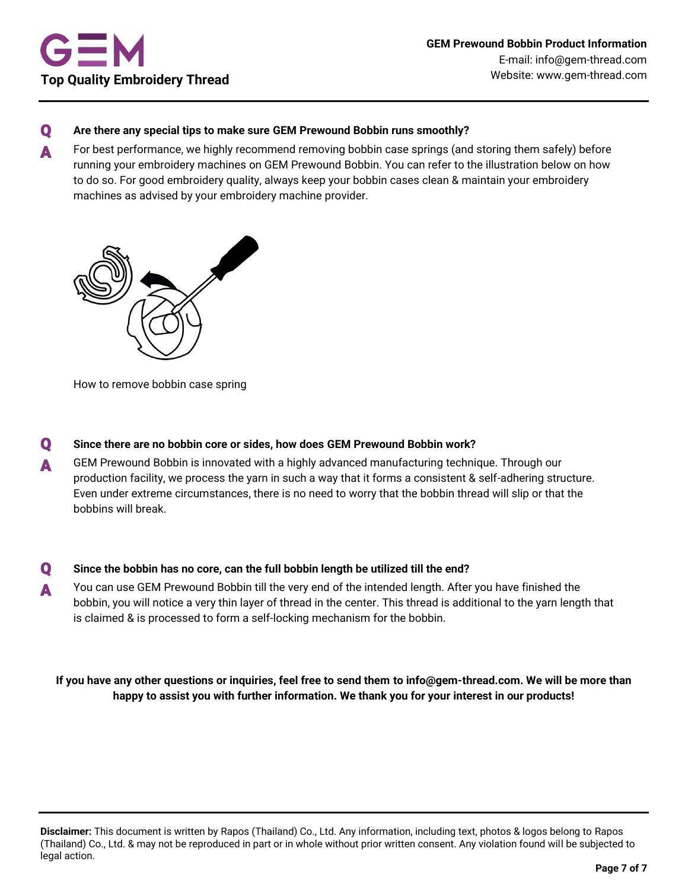**Q** **Are there any special tips to make sure GEM Prewound Bobbin runs smoothly?**

**A** For best performance, we highly recommend removing bobbin case springs (and storing them safely) before running your embroidery machines on GEM Prewound Bobbin. You can refer to the illustration below on how to do so. For good embroidery quality, always keep your bobbin cases clean & maintain your embroidery machines as advised by your embroidery machine provider.

How to remove bobbin case spring

**Q** **Since there are no bobbin core or sides, how does GEM Prewound Bobbin work?**

**A** GEM Prewound Bobbin is innovated with a highly advanced manufacturing technique. Through our production facility, we process the yarn in such a way that it forms a consistent & self-adhering structure. Even under extreme circumstances, there is no need to worry that the bobbin thread will slip or that the bobbins will break.

**Q** **Since the bobbin has no core, can the full bobbin length be utilized till the end?**

**A** You can use GEM Prewound Bobbin till the very end of the intended length. After you have finished the bobbin, you will notice a very thin layer of thread in the center. This thread is additional to the yarn length that is claimed & is processed to form a self-locking mechanism for the bobbin.

**If you have any other questions or inquiries, feel free to send them to info@gem-thread.com. We will be more than happy to assist you with further information. We thank you for your interest in our products!**

**Disclaimer:** This document is written by Rapos (Thailand) Co., Ltd. Any information, including text, photos & logos belong to Rapos (Thailand) Co., Ltd. & may not be reproduced in part or in whole without prior written consent. Any violation found will be subjected to legal action.